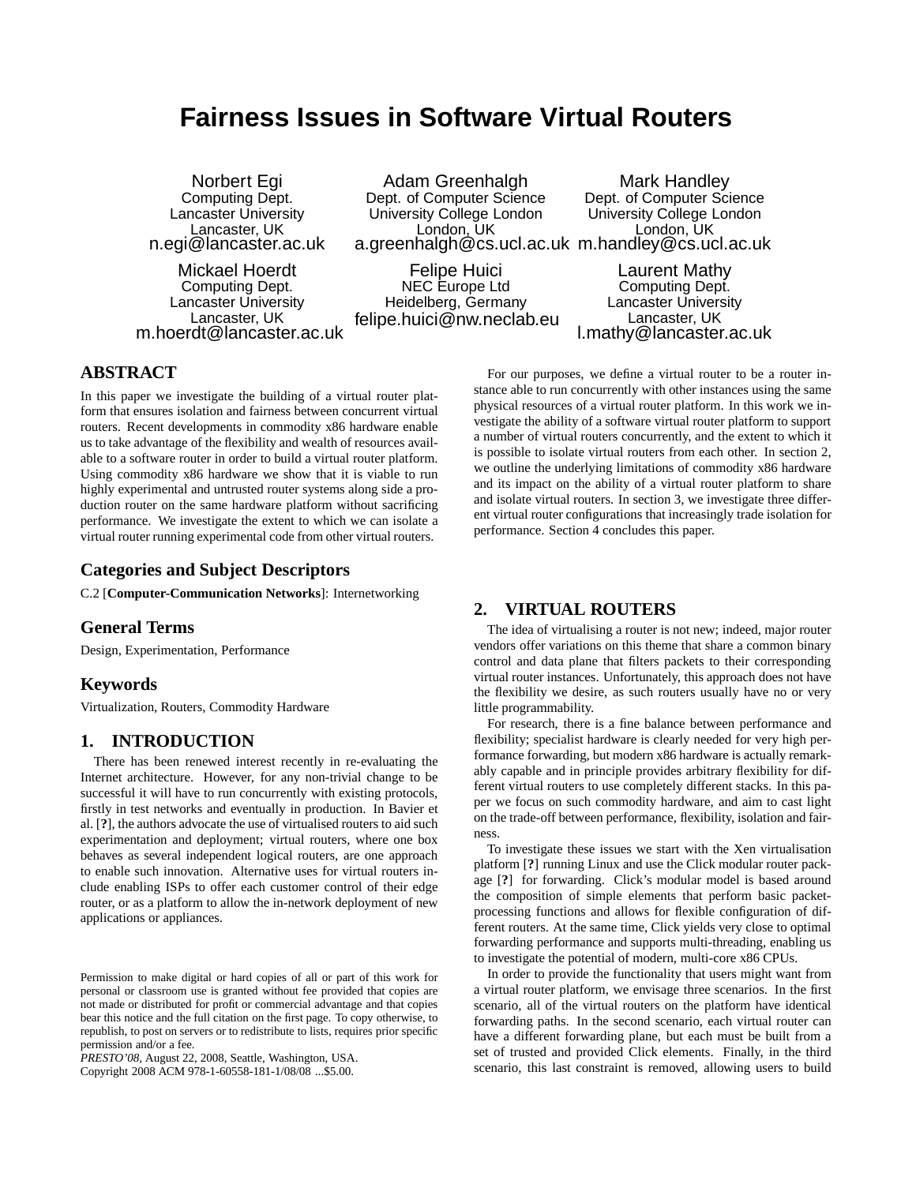# Fairness Issues in Software Virtual Routers

Norbert Egi
Computing Dept.
Lancaster University
Lancaster, UK
n.egi@lancaster.ac.uk

Adam Greenhalgh
Dept. of Computer Science
University College London
London, UK
a.greenhalgh@cs.ucl.ac.uk

Mark Handley
Dept. of Computer Science
University College London
London, UK
m.handley@cs.ucl.ac.uk

Mickael Hoerdt
Computing Dept.
Lancaster University
Lancaster, UK
m.hoerdt@lancaster.ac.uk

Felipe Huici
NEC Europe Ltd
Heidelberg, Germany
felipe.huici@nw.neclab.eu

Laurent Mathy
Computing Dept.
Lancaster University
Lancaster, UK
l.mathy@lancaster.ac.uk

## ABSTRACT

In this paper we investigate the building of a virtual router platform that ensures isolation and fairness between concurrent virtual routers. Recent developments in commodity x86 hardware enable us to take advantage of the flexibility and wealth of resources available to a software router in order to build a virtual router platform. Using commodity x86 hardware we show that it is viable to run highly experimental and untrusted router systems along side a production router on the same hardware platform without sacrificing performance. We investigate the extent to which we can isolate a virtual router running experimental code from other virtual routers.

## Categories and Subject Descriptors

C.2 [**Computer-Communication Networks**]: Internetworking

## General Terms

Design, Experimentation, Performance

## Keywords

Virtualization, Routers, Commodity Hardware

## 1. INTRODUCTION

There has been renewed interest recently in re-evaluating the Internet architecture. However, for any non-trivial change to be successful it will have to run concurrently with existing protocols, firstly in test networks and eventually in production. In Bavier et al. [**?**], the authors advocate the use of virtualised routers to aid such experimentation and deployment; virtual routers, where one box behaves as several independent logical routers, are one approach to enable such innovation. Alternative uses for virtual routers include enabling ISPs to offer each customer control of their edge router, or as a platform to allow the in-network deployment of new applications or appliances.

For our purposes, we define a virtual router to be a router instance able to run concurrently with other instances using the same physical resources of a virtual router platform. In this work we investigate the ability of a software virtual router platform to support a number of virtual routers concurrently, and the extent to which it is possible to isolate virtual routers from each other. In section 2, we outline the underlying limitations of commodity x86 hardware and its impact on the ability of a virtual router platform to share and isolate virtual routers. In section 3, we investigate three different virtual router configurations that increasingly trade isolation for performance. Section 4 concludes this paper.

## 2. VIRTUAL ROUTERS

The idea of virtualising a router is not new; indeed, major router vendors offer variations on this theme that share a common binary control and data plane that filters packets to their corresponding virtual router instances. Unfortunately, this approach does not have the flexibility we desire, as such routers usually have no or very little programmability.

For research, there is a fine balance between performance and flexibility; specialist hardware is clearly needed for very high performance forwarding, but modern x86 hardware is actually remarkably capable and in principle provides arbitrary flexibility for different virtual routers to use completely different stacks. In this paper we focus on such commodity hardware, and aim to cast light on the trade-off between performance, flexibility, isolation and fairness.

To investigate these issues we start with the Xen virtualisation platform [**?**] running Linux and use the Click modular router package [**?**] for forwarding. Click's modular model is based around the composition of simple elements that perform basic packet-processing functions and allows for flexible configuration of different routers. At the same time, Click yields very close to optimal forwarding performance and supports multi-threading, enabling us to investigate the potential of modern, multi-core x86 CPUs.

In order to provide the functionality that users might want from a virtual router platform, we envisage three scenarios. In the first scenario, all of the virtual routers on the platform have identical forwarding paths. In the second scenario, each virtual router can have a different forwarding plane, but each must be built from a set of trusted and provided Click elements. Finally, in the third scenario, this last constraint is removed, allowing users to build

Permission to make digital or hard copies of all or part of this work for personal or classroom use is granted without fee provided that copies are not made or distributed for profit or commercial advantage and that copies bear this notice and the full citation on the first page. To copy otherwise, to republish, to post on servers or to redistribute to lists, requires prior specific permission and/or a fee.
*PRESTO'08*, August 22, 2008, Seattle, Washington, USA.
Copyright 2008 ACM 978-1-60558-181-1/08/08 ...$5.00.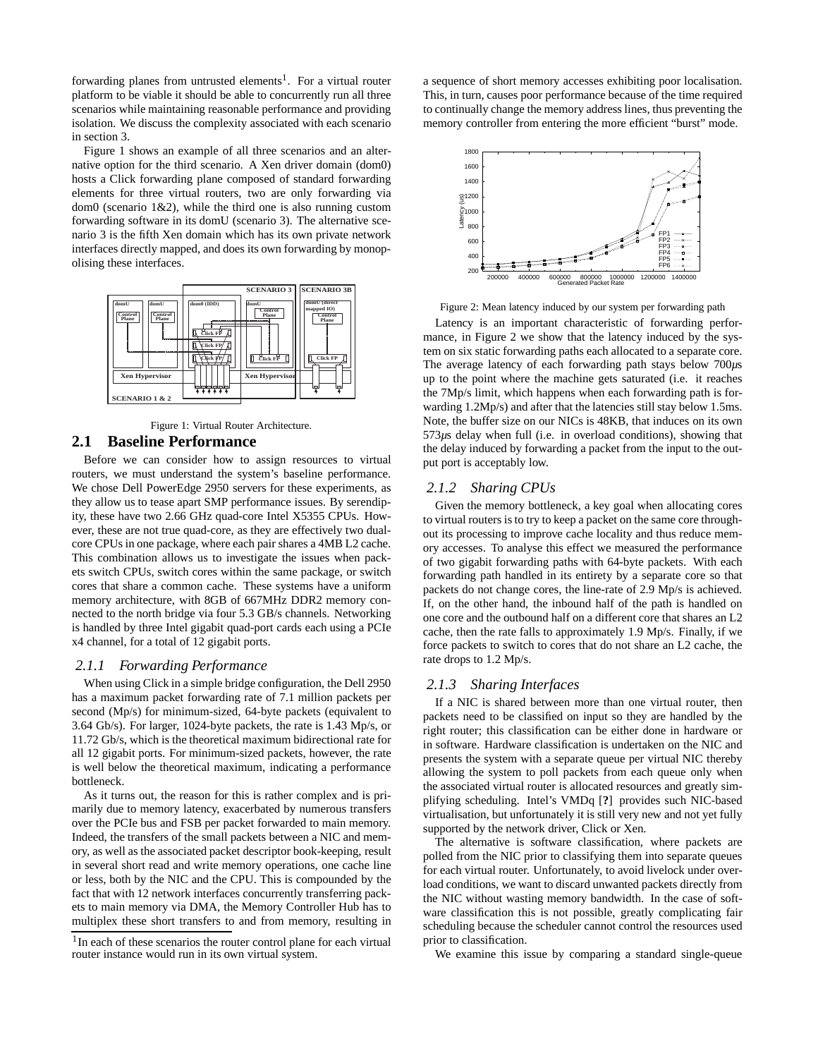forwarding planes from untrusted elements[1]. For a virtual router platform to be viable it should be able to concurrently run all three scenarios while maintaining reasonable performance and providing isolation. We discuss the complexity associated with each scenario in section 3.

Figure 1 shows an example of all three scenarios and an alternative option for the third scenario. A Xen driver domain (dom0) hosts a Click forwarding plane composed of standard forwarding elements for three virtual routers, two are only forwarding via dom0 (scenario 1&2), while the third one is also running custom forwarding software in its domU (scenario 3). The alternative scenario 3 is the fifth Xen domain which has its own private network interfaces directly mapped, and does its own forwarding by monopolising these interfaces.

Figure 1: Virtual Router Architecture.

## 2.1 Baseline Performance

Before we can consider how to assign resources to virtual routers, we must understand the system's baseline performance. We chose Dell PowerEdge 2950 servers for these experiments, as they allow us to tease apart SMP performance issues. By serendipity, these have two 2.66 GHz quad-core Intel X5355 CPUs. However, these are not true quad-core, as they are effectively two dual-core CPUs in one package, where each pair shares a 4MB L2 cache. This combination allows us to investigate the issues when packets switch CPUs, switch cores within the same package, or switch cores that share a common cache. These systems have a uniform memory architecture, with 8GB of 667MHz DDR2 memory connected to the north bridge via four 5.3 GB/s channels. Networking is handled by three Intel gigabit quad-port cards each using a PCIe x4 channel, for a total of 12 gigabit ports.

### 2.1.1 Forwarding Performance

When using Click in a simple bridge configuration, the Dell 2950 has a maximum packet forwarding rate of 7.1 million packets per second (Mp/s) for minimum-sized, 64-byte packets (equivalent to 3.64 Gb/s). For larger, 1024-byte packets, the rate is 1.43 Mp/s, or 11.72 Gb/s, which is the theoretical maximum bidirectional rate for all 12 gigabit ports. For minimum-sized packets, however, the rate is well below the theoretical maximum, indicating a performance bottleneck.

As it turns out, the reason for this is rather complex and is primarily due to memory latency, exacerbated by numerous transfers over the PCIe bus and FSB per packet forwarded to main memory. Indeed, the transfers of the small packets between a NIC and memory, as well as the associated packet descriptor book-keeping, result in several short read and write memory operations, one cache line or less, both by the NIC and the CPU. This is compounded by the fact that with 12 network interfaces concurrently transferring packets to main memory via DMA, the Memory Controller Hub has to multiplex these short transfers to and from memory, resulting in a sequence of short memory accesses exhibiting poor localisation. This, in turn, causes poor performance because of the time required to continually change the memory address lines, thus preventing the memory controller from entering the more efficient "burst" mode.

Figure 2: Mean latency induced by our system per forwarding path

Latency is an important characteristic of forwarding performance, in Figure 2 we show that the latency induced by the system on six static forwarding paths each allocated to a separate core. The average latency of each forwarding path stays below 700$\mu$s up to the point where the machine gets saturated (i.e. it reaches the 7Mp/s limit, which happens when each forwarding path is forwarding 1.2Mp/s) and after that the latencies still stay below 1.5ms. Note, the buffer size on our NICs is 48KB, that induces on its own 573$\mu$s delay when full (i.e. in overload conditions), showing that the delay induced by forwarding a packet from the input to the output port is acceptably low.

### 2.1.2 Sharing CPUs

Given the memory bottleneck, a key goal when allocating cores to virtual routers is to try to keep a packet on the same core throughout its processing to improve cache locality and thus reduce memory accesses. To analyse this effect we measured the performance of two gigabit forwarding paths with 64-byte packets. With each forwarding path handled in its entirety by a separate core so that packets do not change cores, the line-rate of 2.9 Mp/s is achieved. If, on the other hand, the inbound half of the path is handled on one core and the outbound half on a different core that shares an L2 cache, then the rate falls to approximately 1.9 Mp/s. Finally, if we force packets to switch to cores that do not share an L2 cache, the rate drops to 1.2 Mp/s.

### 2.1.3 Sharing Interfaces

If a NIC is shared between more than one virtual router, then packets need to be classified on input so they are handled by the right router; this classification can be either done in hardware or in software. Hardware classification is undertaken on the NIC and presents the system with a separate queue per virtual NIC thereby allowing the system to poll packets from each queue only when the associated virtual router is allocated resources and greatly simplifying scheduling. Intel's VMDq [?] provides such NIC-based virtualisation, but unfortunately it is still very new and not yet fully supported by the network driver, Click or Xen.

The alternative is software classification, where packets are polled from the NIC prior to classifying them into separate queues for each virtual router. Unfortunately, to avoid livelock under overload conditions, we want to discard unwanted packets directly from the NIC without wasting memory bandwidth. In the case of software classification this is not possible, greatly complicating fair scheduling because the scheduler cannot control the resources used prior to classification.

We examine this issue by comparing a standard single-queue

[1] In each of these scenarios the router control plane for each virtual router instance would run in its own virtual system.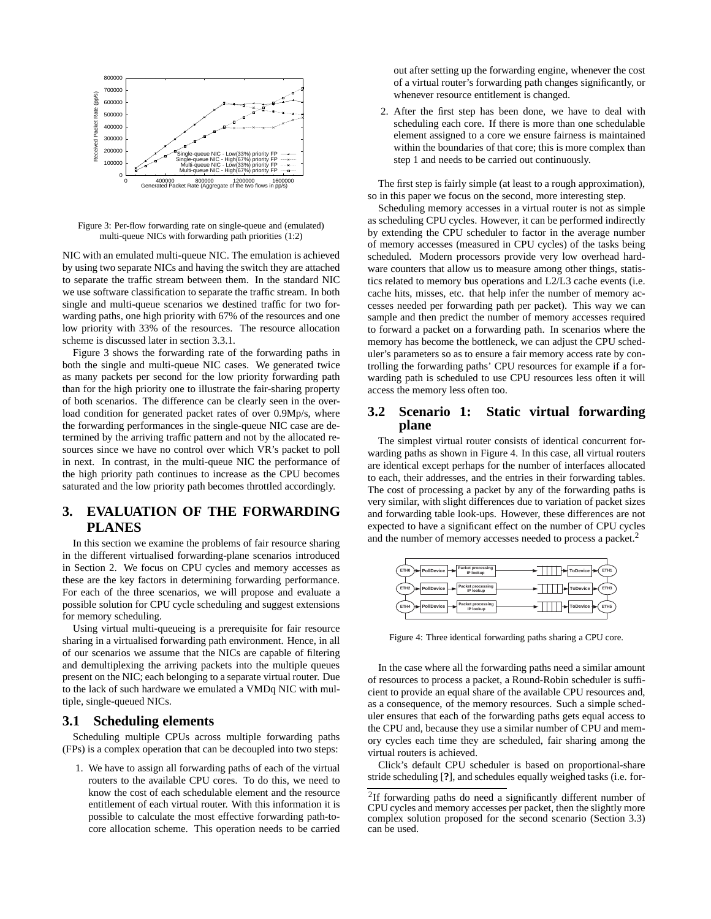800000
700000
600000
500000
400000
300000
200000
100000
0

Received Packet Rate (pp/s)

0 400000 800000 1200000 1600000

Generated Packet Rate (Aggregate of the two flows in pp/s)

Single-queue NIC - Low(33%) priority FP
Single-queue NIC - High(67%) priority FP
Multi-queue NIC - Low(33%) priority FP
Multi-queue NIC - High(67%) priority FP

Figure 3: Per-flow forwarding rate on single-queue and (emulated) multi-queue NICs with forwarding path priorities (1:2)

NIC with an emulated multi-queue NIC. The emulation is achieved by using two separate NICs and having the switch they are attached to separate the traffic stream between them. In the standard NIC we use software classification to separate the traffic stream. In both single and multi-queue scenarios we destined traffic for two forwarding paths, one high priority with 67% of the resources and one low priority with 33% of the resources. The resource allocation scheme is discussed later in section 3.3.1.

Figure 3 shows the forwarding rate of the forwarding paths in both the single and multi-queue NIC cases. We generated twice as many packets per second for the low priority forwarding path than for the high priority one to illustrate the fair-sharing property of both scenarios. The difference can be clearly seen in the overload condition for generated packet rates of over 0.9Mp/s, where the forwarding performances in the single-queue NIC case are determined by the arriving traffic pattern and not by the allocated resources since we have no control over which VR's packet to poll in next. In contrast, in the multi-queue NIC the performance of the high priority path continues to increase as the CPU becomes saturated and the low priority path becomes throttled accordingly.

# 3. EVALUATION OF THE FORWARDING PLANES

In this section we examine the problems of fair resource sharing in the different virtualised forwarding-plane scenarios introduced in Section 2. We focus on CPU cycles and memory accesses as these are the key factors in determining forwarding performance. For each of the three scenarios, we will propose and evaluate a possible solution for CPU cycle scheduling and suggest extensions for memory scheduling.

Using virtual multi-queueing is a prerequisite for fair resource sharing in a virtualised forwarding path environment. Hence, in all of our scenarios we assume that the NICs are capable of filtering and demultiplexing the arriving packets into the multiple queues present on the NIC; each belonging to a separate virtual router. Due to the lack of such hardware we emulated a VMDq NIC with multiple, single-queued NICs.

## 3.1 Scheduling elements

Scheduling multiple CPUs across multiple forwarding paths (FPs) is a complex operation that can be decoupled into two steps:

1. We have to assign all forwarding paths of each of the virtual routers to the available CPU cores. To do this, we need to know the cost of each schedulable element and the resource entitlement of each virtual router. With this information it is possible to calculate the most effective forwarding path-to-core allocation scheme. This operation needs to be carried out after setting up the forwarding engine, whenever the cost of a virtual router's forwarding path changes significantly, or whenever resource entitlement is changed.
2. After the first step has been done, we have to deal with scheduling each core. If there is more than one schedulable element assigned to a core we ensure fairness is maintained within the boundaries of that core; this is more complex than step 1 and needs to be carried out continuously.

The first step is fairly simple (at least to a rough approximation), so in this paper we focus on the second, more interesting step.

Scheduling memory accesses in a virtual router is not as simple as scheduling CPU cycles. However, it can be performed indirectly by extending the CPU scheduler to factor in the average number of memory accesses (measured in CPU cycles) of the tasks being scheduled. Modern processors provide very low overhead hardware counters that allow us to measure among other things, statistics related to memory bus operations and L2/L3 cache events (i.e. cache hits, misses, etc. that help infer the number of memory accesses needed per forwarding path per packet). This way we can sample and then predict the number of memory accesses required to forward a packet on a forwarding path. In scenarios where the memory has become the bottleneck, we can adjust the CPU scheduler's parameters so as to ensure a fair memory access rate by controlling the forwarding paths' CPU resources for example if a forwarding path is scheduled to use CPU resources less often it will access the memory less often too.

## 3.2 Scenario 1: Static virtual forwarding plane

The simplest virtual router consists of identical concurrent forwarding paths as shown in Figure 4. In this case, all virtual routers are identical except perhaps for the number of interfaces allocated to each, their addresses, and the entries in their forwarding tables. The cost of processing a packet by any of the forwarding paths is very similar, with slight differences due to variation of packet sizes and forwarding table look-ups. However, these differences are not expected to have a significant effect on the number of CPU cycles and the number of memory accesses needed to process a packet.[2]

ETH0 PollDevice Packet processing IP lookup ToDevice ETH1
ETH2 PollDevice Packet processing IP lookup ToDevice ETH3
ETH4 PollDevice Packet processing IP lookup ToDevice ETH5

Figure 4: Three identical forwarding paths sharing a CPU core.

In the case where all the forwarding paths need a similar amount of resources to process a packet, a Round-Robin scheduler is sufficient to provide an equal share of the available CPU resources and, as a consequence, of the memory resources. Such a simple scheduler ensures that each of the forwarding paths gets equal access to the CPU and, because they use a similar number of CPU and memory cycles each time they are scheduled, fair sharing among the virtual routers is achieved.

Click's default CPU scheduler is based on proportional-share stride scheduling [?], and schedules equally weighed tasks (i.e. for-

[2] If forwarding paths do need a significantly different number of CPU cycles and memory accesses per packet, then the slightly more complex solution proposed for the second scenario (Section 3.3) can be used.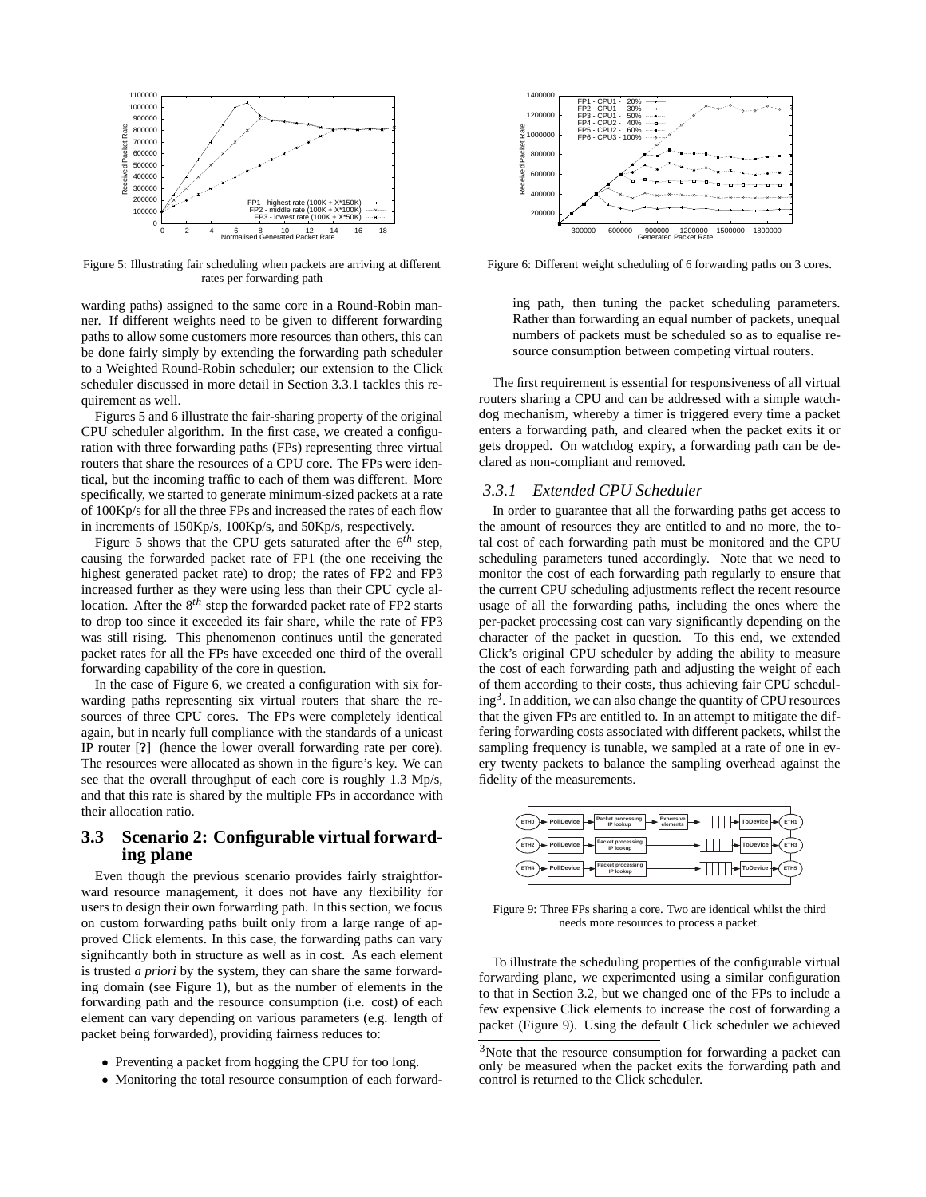1100000
1000000
900000
800000
700000
600000
500000
400000
300000
200000
100000
0
Received Packet Rate
0 2 4 6 8 10 12 14 16 18
Normalised Generated Packet Rate
FP1 - highest rate (100K + X*150K)
FP2 - middle rate (100K + X*100K)
FP3 - lowest rate (100K + X*50K)

Figure 5: Illustrating fair scheduling when packets are arriving at different rates per forwarding path

1400000
1200000
1000000
800000
600000
400000
200000
Received Packet Rate
300000 600000 900000 1200000 1500000 1800000
Generated Packet Rate
FP1 - CPU1 - 20%
FP2 - CPU1 - 30%
FP3 - CPU1 - 50%
FP4 - CPU2 - 40%
FP5 - CPU2 - 60%
FP6 - CPU3 - 100%

Figure 6: Different weight scheduling of 6 forwarding paths on 3 cores.

warding paths) assigned to the same core in a Round-Robin manner. If different weights need to be given to different forwarding paths to allow some customers more resources than others, this can be done fairly simply by extending the forwarding path scheduler to a Weighted Round-Robin scheduler; our extension to the Click scheduler discussed in more detail in Section 3.3.1 tackles this requirement as well.

Figures 5 and 6 illustrate the fair-sharing property of the original CPU scheduler algorithm. In the first case, we created a configuration with three forwarding paths (FPs) representing three virtual routers that share the resources of a CPU core. The FPs were identical, but the incoming traffic to each of them was different. More specifically, we started to generate minimum-sized packets at a rate of 100Kp/s for all the three FPs and increased the rates of each flow in increments of 150Kp/s, 100Kp/s, and 50Kp/s, respectively.

Figure 5 shows that the CPU gets saturated after the $6^{th}$ step, causing the forwarded packet rate of FP1 (the one receiving the highest generated packet rate) to drop; the rates of FP2 and FP3 increased further as they were using less than their CPU cycle allocation. After the $8^{th}$ step the forwarded packet rate of FP2 starts to drop too since it exceeded its fair share, while the rate of FP3 was still rising. This phenomenon continues until the generated packet rates for all the FPs have exceeded one third of the overall forwarding capability of the core in question.

In the case of Figure 6, we created a configuration with six forwarding paths representing six virtual routers that share the resources of three CPU cores. The FPs were completely identical again, but in nearly full compliance with the standards of a unicast IP router [**?**] (hence the lower overall forwarding rate per core). The resources were allocated as shown in the figure's key. We can see that the overall throughput of each core is roughly 1.3 Mp/s, and that this rate is shared by the multiple FPs in accordance with their allocation ratio.

## 3.3 Scenario 2: Configurable virtual forwarding plane

Even though the previous scenario provides fairly straightforward resource management, it does not have any flexibility for users to design their own forwarding path. In this section, we focus on custom forwarding paths built only from a large range of approved Click elements. In this case, the forwarding paths can vary significantly both in structure as well as in cost. As each element is trusted *a priori* by the system, they can share the same forwarding domain (see Figure 1), but as the number of elements in the forwarding path and the resource consumption (i.e. cost) of each element can vary depending on various parameters (e.g. length of packet being forwarded), providing fairness reduces to:

- Preventing a packet from hogging the CPU for too long.
- Monitoring the total resource consumption of each forwarding path, then tuning the packet scheduling parameters. Rather than forwarding an equal number of packets, unequal numbers of packets must be scheduled so as to equalise resource consumption between competing virtual routers.

The first requirement is essential for responsiveness of all virtual routers sharing a CPU and can be addressed with a simple watchdog mechanism, whereby a timer is triggered every time a packet enters a forwarding path, and cleared when the packet exits it or gets dropped. On watchdog expiry, a forwarding path can be declared as non-compliant and removed.

### 3.3.1 Extended CPU Scheduler

In order to guarantee that all the forwarding paths get access to the amount of resources they are entitled to and no more, the total cost of each forwarding path must be monitored and the CPU scheduling parameters tuned accordingly. Note that we need to monitor the cost of each forwarding path regularly to ensure that the current CPU scheduling adjustments reflect the recent resource usage of all the forwarding paths, including the ones where the per-packet processing cost can vary significantly depending on the character of the packet in question. To this end, we extended Click's original CPU scheduler by adding the ability to measure the cost of each forwarding path and adjusting the weight of each of them according to their costs, thus achieving fair CPU scheduling[3]. In addition, we can also change the quantity of CPU resources that the given FPs are entitled to. In an attempt to mitigate the differing forwarding costs associated with different packets, whilst the sampling frequency is tunable, we sampled at a rate of one in every twenty packets to balance the sampling overhead against the fidelity of the measurements.

ETH0 PollDevice Packet processing IP lookup Expensive elements ToDevice ETH1
ETH2 PollDevice Packet processing IP lookup ToDevice ETH3
ETH4 PollDevice Packet processing IP lookup ToDevice ETH5

Figure 9: Three FPs sharing a core. Two are identical whilst the third needs more resources to process a packet.

To illustrate the scheduling properties of the configurable virtual forwarding plane, we experimented using a similar configuration to that in Section 3.2, but we changed one of the FPs to include a few expensive Click elements to increase the cost of forwarding a packet (Figure 9). Using the default Click scheduler we achieved

[3]Note that the resource consumption for forwarding a packet can only be measured when the packet exits the forwarding path and control is returned to the Click scheduler.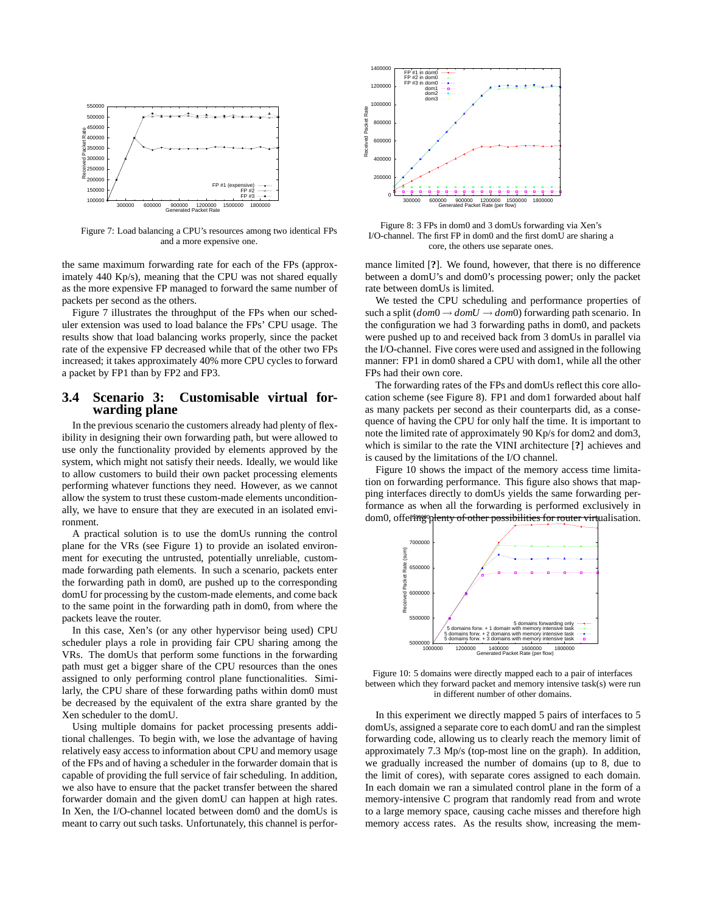Figure 7: Load balancing a CPU's resources among two identical FPs and a more expensive one.

the same maximum forwarding rate for each of the FPs (approximately 440 Kp/s), meaning that the CPU was not shared equally as the more expensive FP managed to forward the same number of packets per second as the others.

Figure 7 illustrates the throughput of the FPs when our scheduler extension was used to load balance the FPs' CPU usage. The results show that load balancing works properly, since the packet rate of the expensive FP decreased while that of the other two FPs increased; it takes approximately 40% more CPU cycles to forward a packet by FP1 than by FP2 and FP3.

### 3.4 Scenario 3: Customisable virtual forwarding plane

In the previous scenario the customers already had plenty of flexibility in designing their own forwarding path, but were allowed to use only the functionality provided by elements approved by the system, which might not satisfy their needs. Ideally, we would like to allow customers to build their own packet processing elements performing whatever functions they need. However, as we cannot allow the system to trust these custom-made elements unconditionally, we have to ensure that they are executed in an isolated environment.

A practical solution is to use the domUs running the control plane for the VRs (see Figure 1) to provide an isolated environment for executing the untrusted, potentially unreliable, custom-made forwarding path elements. In such a scenario, packets enter the forwarding path in dom0, are pushed up to the corresponding domU for processing by the custom-made elements, and come back to the same point in the forwarding path in dom0, from where the packets leave the router.

In this case, Xen's (or any other hypervisor being used) CPU scheduler plays a role in providing fair CPU sharing among the VRs. The domUs that perform some functions in the forwarding path must get a bigger share of the CPU resources than the ones assigned to only performing control plane functionalities. Similarly, the CPU share of these forwarding paths within dom0 must be decreased by the equivalent of the extra share granted by the Xen scheduler to the domU.

Using multiple domains for packet processing presents additional challenges. To begin with, we lose the advantage of having relatively easy access to information about CPU and memory usage of the FPs and of having a scheduler in the forwarder domain that is capable of providing the full service of fair scheduling. In addition, we also have to ensure that the packet transfer between the shared forwarder domain and the given domU can happen at high rates. In Xen, the I/O-channel located between dom0 and the domUs is meant to carry out such tasks. Unfortunately, this channel is performance limited [?]. We found, however, that there is no difference between a domU's and dom0's processing power; only the packet rate between domUs is limited.

Figure 8: 3 FPs in dom0 and 3 domUs forwarding via Xen's I/O-channel. The first FP in dom0 and the first domU are sharing a core, the others use separate ones.

We tested the CPU scheduling and performance properties of such a split ($dom0 \rightarrow domU \rightarrow dom0$) forwarding path scenario. In the configuration we had 3 forwarding paths in dom0, and packets were pushed up to and received back from 3 domUs in parallel via the I/O-channel. Five cores were used and assigned in the following manner: FP1 in dom0 shared a CPU with dom1, while all the other FPs had their own core.

The forwarding rates of the FPs and domUs reflect this core allocation scheme (see Figure 8). FP1 and dom1 forwarded about half as many packets per second as their counterparts did, as a consequence of having the CPU for only half the time. It is important to note the limited rate of approximately 90 Kp/s for dom2 and dom3, which is similar to the rate the VINI architecture [?] achieves and is caused by the limitations of the I/O channel.

Figure 10 shows the impact of the memory access time limitation on forwarding performance. This figure also shows that mapping interfaces directly to domUs yields the same forwarding performance as when all the forwarding is performed exclusively in dom0, offering plenty of other possibilities for router virtualisation.

Figure 10: 5 domains were directly mapped each to a pair of interfaces between which they forward packet and memory intensive task(s) were run in different number of other domains.

In this experiment we directly mapped 5 pairs of interfaces to 5 domUs, assigned a separate core to each domU and ran the simplest forwarding code, allowing us to clearly reach the memory limit of approximately 7.3 Mp/s (top-most line on the graph). In addition, we gradually increased the number of domains (up to 8, due to the limit of cores), with separate cores assigned to each domain. In each domain we ran a simulated control plane in the form of a memory-intensive C program that randomly read from and wrote to a large memory space, causing cache misses and therefore high memory access rates. As the results show, increasing the mem-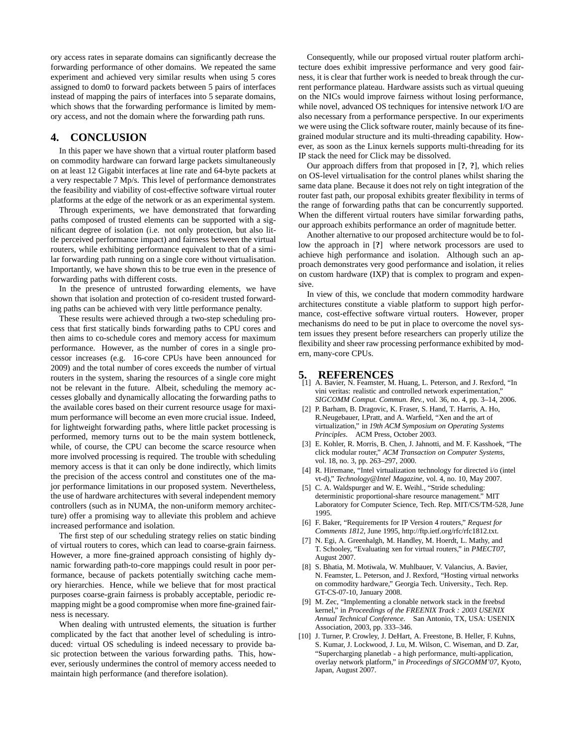ory access rates in separate domains can significantly decrease the forwarding performance of other domains. We repeated the same experiment and achieved very similar results when using 5 cores assigned to dom0 to forward packets between 5 pairs of interfaces instead of mapping the pairs of interfaces into 5 separate domains, which shows that the forwarding performance is limited by memory access, and not the domain where the forwarding path runs.

## 4. CONCLUSION

In this paper we have shown that a virtual router platform based on commodity hardware can forward large packets simultaneously on at least 12 Gigabit interfaces at line rate and 64-byte packets at a very respectable 7 Mp/s. This level of performance demonstrates the feasibility and viability of cost-effective software virtual router platforms at the edge of the network or as an experimental system.

Through experiments, we have demonstrated that forwarding paths composed of trusted elements can be supported with a significant degree of isolation (i.e. not only protection, but also little perceived performance impact) and fairness between the virtual routers, while exhibiting performance equivalent to that of a similar forwarding path running on a single core without virtualisation. Importantly, we have shown this to be true even in the presence of forwarding paths with different costs.

In the presence of untrusted forwarding elements, we have shown that isolation and protection of co-resident trusted forwarding paths can be achieved with very little performance penalty.

These results were achieved through a two-step scheduling process that first statically binds forwarding paths to CPU cores and then aims to co-schedule cores and memory access for maximum performance. However, as the number of cores in a single processor increases (e.g. 16-core CPUs have been announced for 2009) and the total number of cores exceeds the number of virtual routers in the system, sharing the resources of a single core might not be relevant in the future. Albeit, scheduling the memory accesses globally and dynamically allocating the forwarding paths to the available cores based on their current resource usage for maximum performance will become an even more crucial issue. Indeed, for lightweight forwarding paths, where little packet processing is performed, memory turns out to be the main system bottleneck, while, of course, the CPU can become the scarce resource when more involved processing is required. The trouble with scheduling memory access is that it can only be done indirectly, which limits the precision of the access control and constitutes one of the major performance limitations in our proposed system. Nevertheless, the use of hardware architectures with several independent memory controllers (such as in NUMA, the non-uniform memory architecture) offer a promising way to alleviate this problem and achieve increased performance and isolation.

The first step of our scheduling strategy relies on static binding of virtual routers to cores, which can lead to coarse-grain fairness. However, a more fine-grained approach consisting of highly dynamic forwarding path-to-core mappings could result in poor performance, because of packets potentially switching cache memory hierarchies. Hence, while we believe that for most practical purposes coarse-grain fairness is probably acceptable, periodic remapping might be a good compromise when more fine-grained fairness is necessary.

When dealing with untrusted elements, the situation is further complicated by the fact that another level of scheduling is introduced: virtual OS scheduling is indeed necessary to provide basic protection between the various forwarding paths. This, however, seriously undermines the control of memory access needed to maintain high performance (and therefore isolation).

Consequently, while our proposed virtual router platform architecture does exhibit impressive performance and very good fairness, it is clear that further work is needed to break through the current performance plateau. Hardware assists such as virtual queuing on the NICs would improve fairness without losing performance, while novel, advanced OS techniques for intensive network I/O are also necessary from a performance perspective. In our experiments we were using the Click software router, mainly because of its fine-grained modular structure and its multi-threading capability. However, as soon as the Linux kernels supports multi-threading for its IP stack the need for Click may be dissolved.

Our approach differs from that proposed in [**?**, **?**], which relies on OS-level virtualisation for the control planes whilst sharing the same data plane. Because it does not rely on tight integration of the router fast path, our proposal exhibits greater flexibility in terms of the range of forwarding paths that can be concurrently supported. When the different virtual routers have similar forwarding paths, our approach exhibits performance an order of magnitude better.

Another alternative to our proposed architecture would be to follow the approach in [**?**] where network processors are used to achieve high performance and isolation. Although such an approach demonstrates very good performance and isolation, it relies on custom hardware (IXP) that is complex to program and expensive.

In view of this, we conclude that modern commodity hardware architectures constitute a viable platform to support high performance, cost-effective software virtual routers. However, proper mechanisms do need to be put in place to overcome the novel system issues they present before researchers can properly utilize the flexibility and sheer raw processing performance exhibited by modern, many-core CPUs.

## 5. REFERENCES

[1] A. Bavier, N. Feamster, M. Huang, L. Peterson, and J. Rexford, "In vini veritas: realistic and controlled network experimentation," *SIGCOMM Comput. Commun. Rev.*, vol. 36, no. 4, pp. 3–14, 2006.

[2] P. Barham, B. Dragovic, K. Fraser, S. Hand, T. Harris, A. Ho, R.Neugebauer, I.Pratt, and A. Warfield, "Xen and the art of virtualization," in *19th ACM Symposium on Operating Systems Principles*. ACM Press, October 2003.

[3] E. Kohler, R. Morris, B. Chen, J. Jahnotti, and M. F. Kasshoek, "The click modular router," *ACM Transaction on Computer Systems*, vol. 18, no. 3, pp. 263–297, 2000.

[4] R. Hiremane, "Intel virtualization technology for directed i/o (intel vt-d)," *Technology@Intel Magazine*, vol. 4, no. 10, May 2007.

[5] C. A. Waldspurger and W. E. Weihl., "Stride scheduling: deterministic proportional-share resource management." MIT Laboratory for Computer Science, Tech. Rep. MIT/CS/TM-528, June 1995.

[6] F. Baker, "Requirements for IP Version 4 routers," *Request for Comments 1812*, June 1995, http://ftp.ietf.org/rfc/rfc1812.txt.

[7] N. Egi, A. Greenhalgh, M. Handley, M. Hoerdt, L. Mathy, and T. Schooley, "Evaluating xen for virtual routers," in *PMECT07*, August 2007.

[8] S. Bhatia, M. Motiwala, W. Muhlbauer, V. Valancius, A. Bavier, N. Feamster, L. Peterson, and J. Rexford, "Hosting virtual networks on commodity hardware," Georgia Tech. University., Tech. Rep. GT-CS-07-10, January 2008.

[9] M. Zec, "Implementing a clonable network stack in the freebsd kernel," in *Proceedings of the FREENIX Track : 2003 USENIX Annual Technical Conference*. San Antonio, TX, USA: USENIX Association, 2003, pp. 333–346.

[10] J. Turner, P. Crowley, J. DeHart, A. Freestone, B. Heller, F. Kuhns, S. Kumar, J. Lockwood, J. Lu, M. Wilson, C. Wiseman, and D. Zar, "Supercharging planetlab - a high performance, multi-application, overlay network platform," in *Proceedings of SIGCOMM'07*, Kyoto, Japan, August 2007.